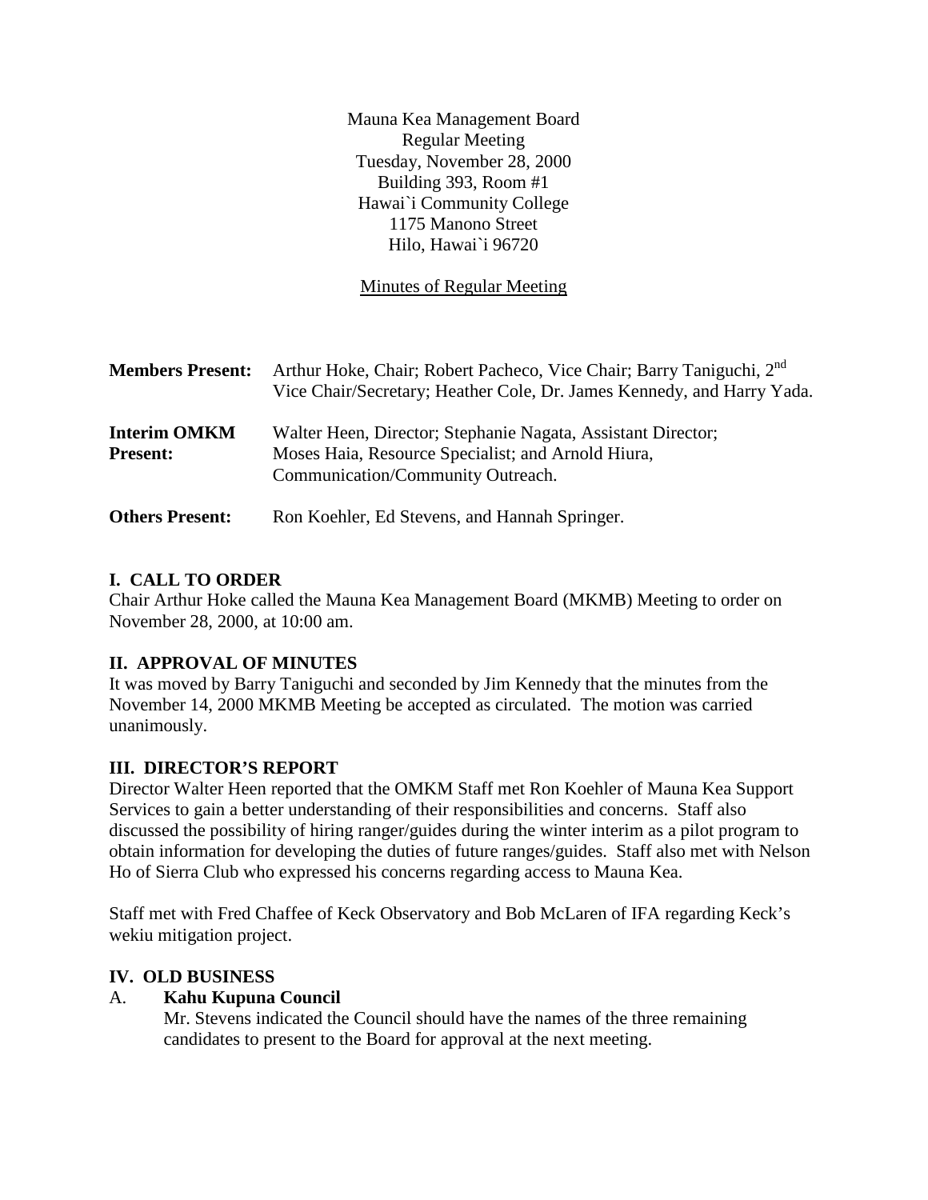Mauna Kea Management Board
Regular Meeting
Tuesday, November 28, 2000
Building 393, Room #1
Hawai`i Community College
1175 Manono Street
Hilo, Hawai`i 96720

Minutes of Regular Meeting

**Members Present:** Arthur Hoke, Chair; Robert Pacheco, Vice Chair; Barry Taniguchi, 2nd Vice Chair/Secretary; Heather Cole, Dr. James Kennedy, and Harry Yada.

**Interim OMKM Present:** Walter Heen, Director; Stephanie Nagata, Assistant Director; Moses Haia, Resource Specialist; and Arnold Hiura, Communication/Community Outreach.

**Others Present:** Ron Koehler, Ed Stevens, and Hannah Springer.

## I. CALL TO ORDER

Chair Arthur Hoke called the Mauna Kea Management Board (MKMB) Meeting to order on November 28, 2000, at 10:00 am.

## II. APPROVAL OF MINUTES

It was moved by Barry Taniguchi and seconded by Jim Kennedy that the minutes from the November 14, 2000 MKMB Meeting be accepted as circulated. The motion was carried unanimously.

## III. DIRECTOR'S REPORT

Director Walter Heen reported that the OMKM Staff met Ron Koehler of Mauna Kea Support Services to gain a better understanding of their responsibilities and concerns. Staff also discussed the possibility of hiring ranger/guides during the winter interim as a pilot program to obtain information for developing the duties of future ranges/guides. Staff also met with Nelson Ho of Sierra Club who expressed his concerns regarding access to Mauna Kea.

Staff met with Fred Chaffee of Keck Observatory and Bob McLaren of IFA regarding Keck's wekiu mitigation project.

## IV. OLD BUSINESS

### A. Kahu Kupuna Council

Mr. Stevens indicated the Council should have the names of the three remaining candidates to present to the Board for approval at the next meeting.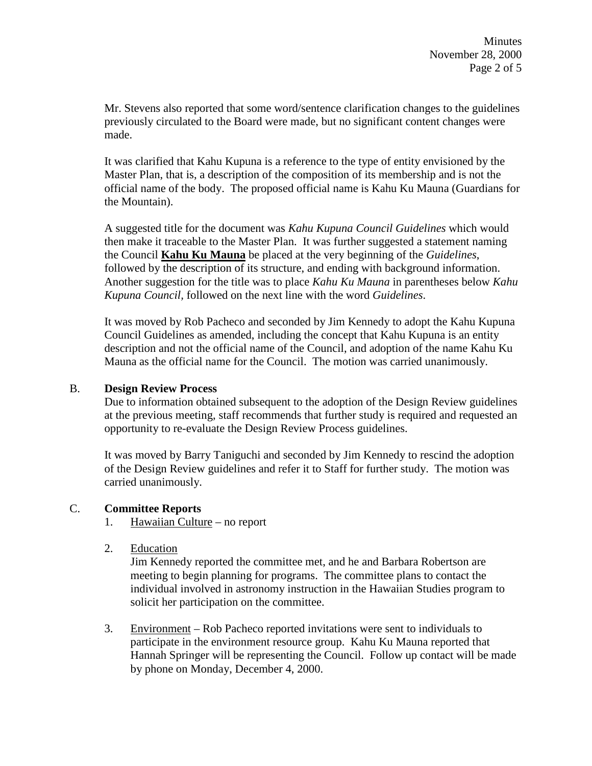Mr. Stevens also reported that some word/sentence clarification changes to the guidelines previously circulated to the Board were made, but no significant content changes were made.

It was clarified that Kahu Kupuna is a reference to the type of entity envisioned by the Master Plan, that is, a description of the composition of its membership and is not the official name of the body. The proposed official name is Kahu Ku Mauna (Guardians for the Mountain).

A suggested title for the document was *Kahu Kupuna Council Guidelines* which would then make it traceable to the Master Plan. It was further suggested a statement naming the Council **<u>Kahu Ku Mauna</u>** be placed at the very beginning of the *Guidelines*, followed by the description of its structure, and ending with background information. Another suggestion for the title was to place *Kahu Ku Mauna* in parentheses below *Kahu Kupuna Council*, followed on the next line with the word *Guidelines*.

It was moved by Rob Pacheco and seconded by Jim Kennedy to adopt the Kahu Kupuna Council Guidelines as amended, including the concept that Kahu Kupuna is an entity description and not the official name of the Council, and adoption of the name Kahu Ku Mauna as the official name for the Council. The motion was carried unanimously.

B. **Design Review Process**

Due to information obtained subsequent to the adoption of the Design Review guidelines at the previous meeting, staff recommends that further study is required and requested an opportunity to re-evaluate the Design Review Process guidelines.

It was moved by Barry Taniguchi and seconded by Jim Kennedy to rescind the adoption of the Design Review guidelines and refer it to Staff for further study. The motion was carried unanimously.

C. **Committee Reports**

1. <u>Hawaiian Culture</u> – no report

2. <u>Education</u>

   Jim Kennedy reported the committee met, and he and Barbara Robertson are meeting to begin planning for programs. The committee plans to contact the individual involved in astronomy instruction in the Hawaiian Studies program to solicit her participation on the committee.

3. <u>Environment</u> – Rob Pacheco reported invitations were sent to individuals to participate in the environment resource group. Kahu Ku Mauna reported that Hannah Springer will be representing the Council. Follow up contact will be made by phone on Monday, December 4, 2000.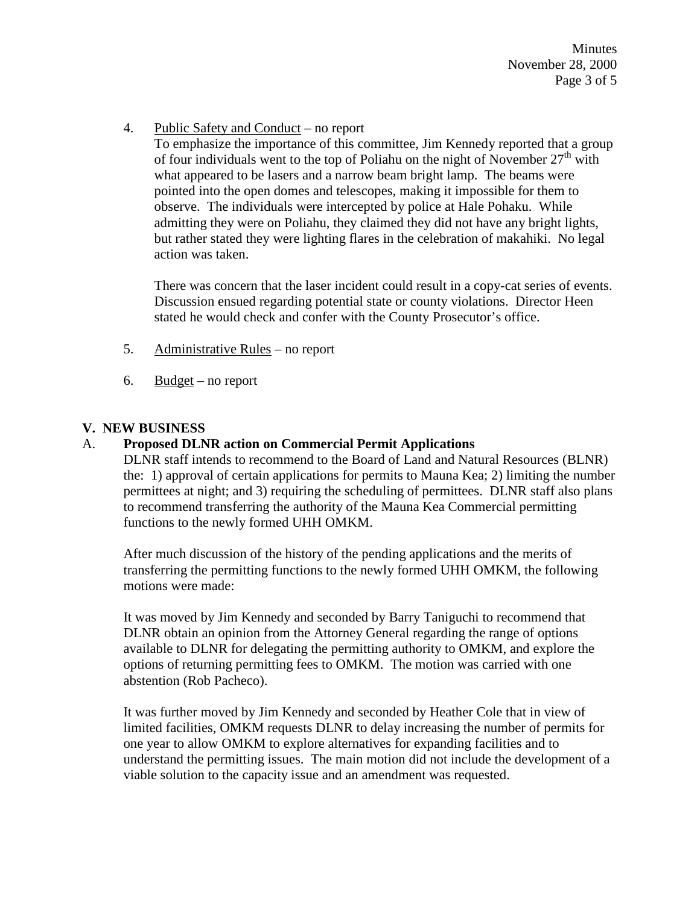4. Public Safety and Conduct – no report

   To emphasize the importance of this committee, Jim Kennedy reported that a group of four individuals went to the top of Poliahu on the night of November 27th with what appeared to be lasers and a narrow beam bright lamp. The beams were pointed into the open domes and telescopes, making it impossible for them to observe. The individuals were intercepted by police at Hale Pohaku. While admitting they were on Poliahu, they claimed they did not have any bright lights, but rather stated they were lighting flares in the celebration of makahiki. No legal action was taken.

   There was concern that the laser incident could result in a copy-cat series of events. Discussion ensued regarding potential state or county violations. Director Heen stated he would check and confer with the County Prosecutor's office.

5. Administrative Rules – no report

6. Budget – no report

## V. NEW BUSINESS

### A. Proposed DLNR action on Commercial Permit Applications

DLNR staff intends to recommend to the Board of Land and Natural Resources (BLNR) the: 1) approval of certain applications for permits to Mauna Kea; 2) limiting the number permittees at night; and 3) requiring the scheduling of permittees. DLNR staff also plans to recommend transferring the authority of the Mauna Kea Commercial permitting functions to the newly formed UHH OMKM.

After much discussion of the history of the pending applications and the merits of transferring the permitting functions to the newly formed UHH OMKM, the following motions were made:

It was moved by Jim Kennedy and seconded by Barry Taniguchi to recommend that DLNR obtain an opinion from the Attorney General regarding the range of options available to DLNR for delegating the permitting authority to OMKM, and explore the options of returning permitting fees to OMKM. The motion was carried with one abstention (Rob Pacheco).

It was further moved by Jim Kennedy and seconded by Heather Cole that in view of limited facilities, OMKM requests DLNR to delay increasing the number of permits for one year to allow OMKM to explore alternatives for expanding facilities and to understand the permitting issues. The main motion did not include the development of a viable solution to the capacity issue and an amendment was requested.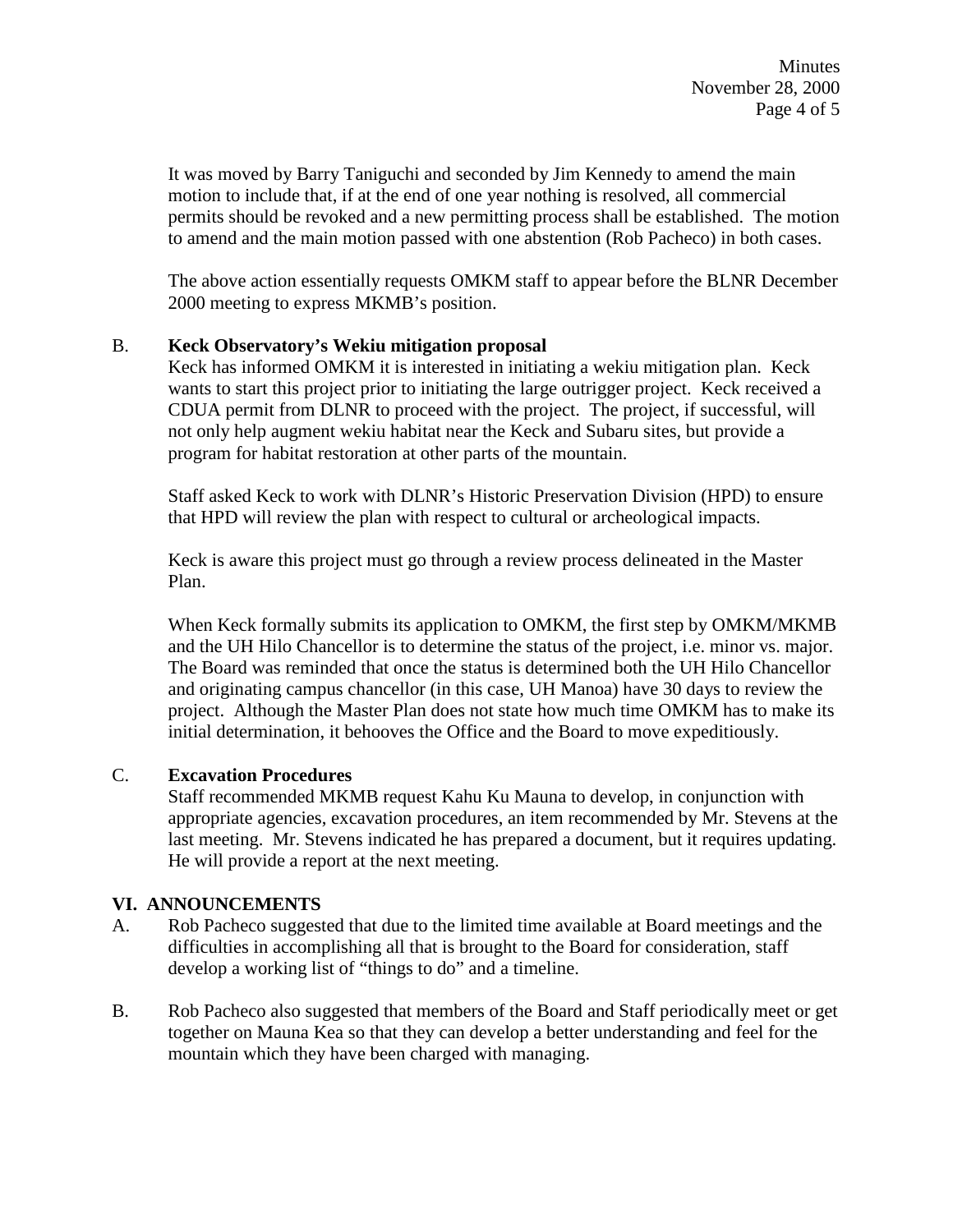It was moved by Barry Taniguchi and seconded by Jim Kennedy to amend the main motion to include that, if at the end of one year nothing is resolved, all commercial permits should be revoked and a new permitting process shall be established. The motion to amend and the main motion passed with one abstention (Rob Pacheco) in both cases.

The above action essentially requests OMKM staff to appear before the BLNR December 2000 meeting to express MKMB's position.

B. **Keck Observatory's Wekiu mitigation proposal**

Keck has informed OMKM it is interested in initiating a wekiu mitigation plan. Keck wants to start this project prior to initiating the large outrigger project. Keck received a CDUA permit from DLNR to proceed with the project. The project, if successful, will not only help augment wekiu habitat near the Keck and Subaru sites, but provide a program for habitat restoration at other parts of the mountain.

Staff asked Keck to work with DLNR's Historic Preservation Division (HPD) to ensure that HPD will review the plan with respect to cultural or archeological impacts.

Keck is aware this project must go through a review process delineated in the Master Plan.

When Keck formally submits its application to OMKM, the first step by OMKM/MKMB and the UH Hilo Chancellor is to determine the status of the project, i.e. minor vs. major. The Board was reminded that once the status is determined both the UH Hilo Chancellor and originating campus chancellor (in this case, UH Manoa) have 30 days to review the project. Although the Master Plan does not state how much time OMKM has to make its initial determination, it behooves the Office and the Board to move expeditiously.

C. **Excavation Procedures**

Staff recommended MKMB request Kahu Ku Mauna to develop, in conjunction with appropriate agencies, excavation procedures, an item recommended by Mr. Stevens at the last meeting. Mr. Stevens indicated he has prepared a document, but it requires updating. He will provide a report at the next meeting.

## VI. ANNOUNCEMENTS

A. Rob Pacheco suggested that due to the limited time available at Board meetings and the difficulties in accomplishing all that is brought to the Board for consideration, staff develop a working list of "things to do" and a timeline.

B. Rob Pacheco also suggested that members of the Board and Staff periodically meet or get together on Mauna Kea so that they can develop a better understanding and feel for the mountain which they have been charged with managing.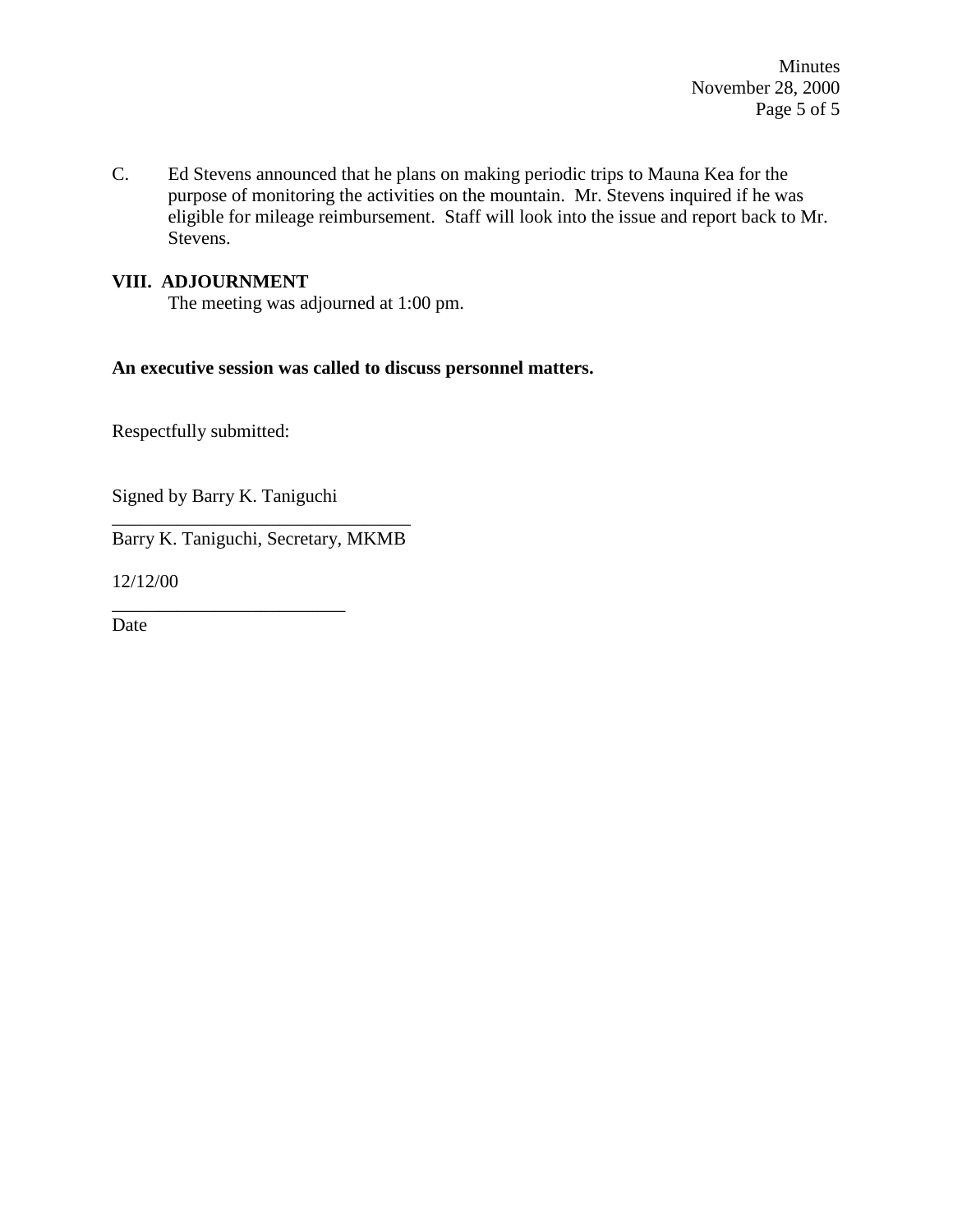C. Ed Stevens announced that he plans on making periodic trips to Mauna Kea for the purpose of monitoring the activities on the mountain. Mr. Stevens inquired if he was eligible for mileage reimbursement. Staff will look into the issue and report back to Mr. Stevens.

**VIII. ADJOURNMENT**

The meeting was adjourned at 1:00 pm.

**An executive session was called to discuss personnel matters.**

Respectfully submitted:

Signed by Barry K. Taniguchi
_________________________________
Barry K. Taniguchi, Secretary, MKMB

12/12/00
_________________________
Date